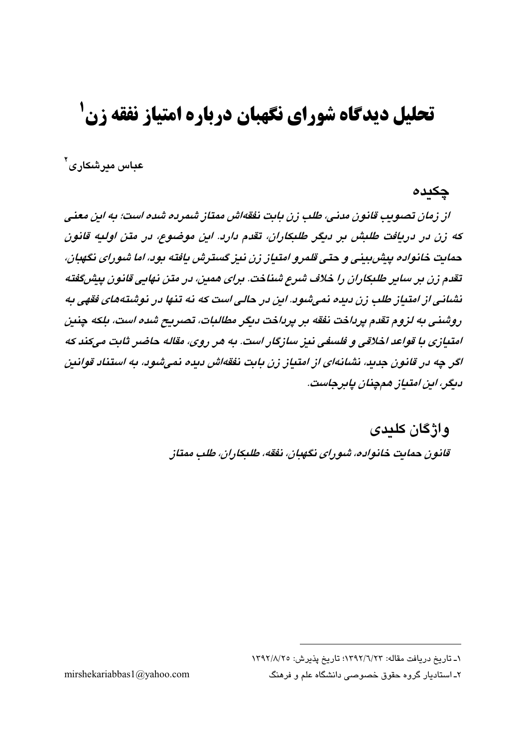# تحلیل دیدگاه شورای نگهبان درباره امتیاز نفقه زن[1]

عباس میرشکاری[2]

## چکیده

***از زمان تصویب قانون مدنی، طلب زن بابت نفقه‌اش ممتاز شمرده شده است؛ به این معنی که زن در دریافت طلبش بر دیگر طلبکاران، تقدم دارد. این موضوع، در متن اولیه قانون حمایت خانواده پیش‌بینی و حتی قلمرو امتیاز زن نیز گسترش یافته بود، اما شورای نگهبان، تقدم زن بر سایر طلبکاران را خلاف شرع شناخت. برای همین، در متن نهایی قانون پیش‌گفته نشانی از امتیاز طلب زن دیده نمی‌شود. این در حالی است که نه تنها در نوشته‌های فقهی به روشنی به لزوم تقدم پرداخت نفقه بر پرداخت دیگر مطالبات، تصریح شده است، بلکه چنین امتیازی با قواعد اخلاقی و فلسفی نیز سازگار است. به هر روی، مقاله حاضر ثابت می‌کند که اگر چه در قانون جدید، نشانه‌ای از امتیاز زن بابت نفقه‌اش دیده نمی‌شود، به استناد قوانین دیگر، این امتیاز همچنان پابرجاست.***

## واژگان کلیدی

***قانون حمایت خانواده، شورای نگهبان، نفقه، طلبکاران، طلب ممتاز***

---

۱ـ تاریخ دریافت مقاله: ۱۳۹۲/۶/۲۳؛ تاریخ پذیرش: ۱۳۹۲/۸/۲۵

۲ـ استادیار گروه حقوق خصوصی دانشگاه علم و فرهنگ mirshekariabbas1@yahoo.com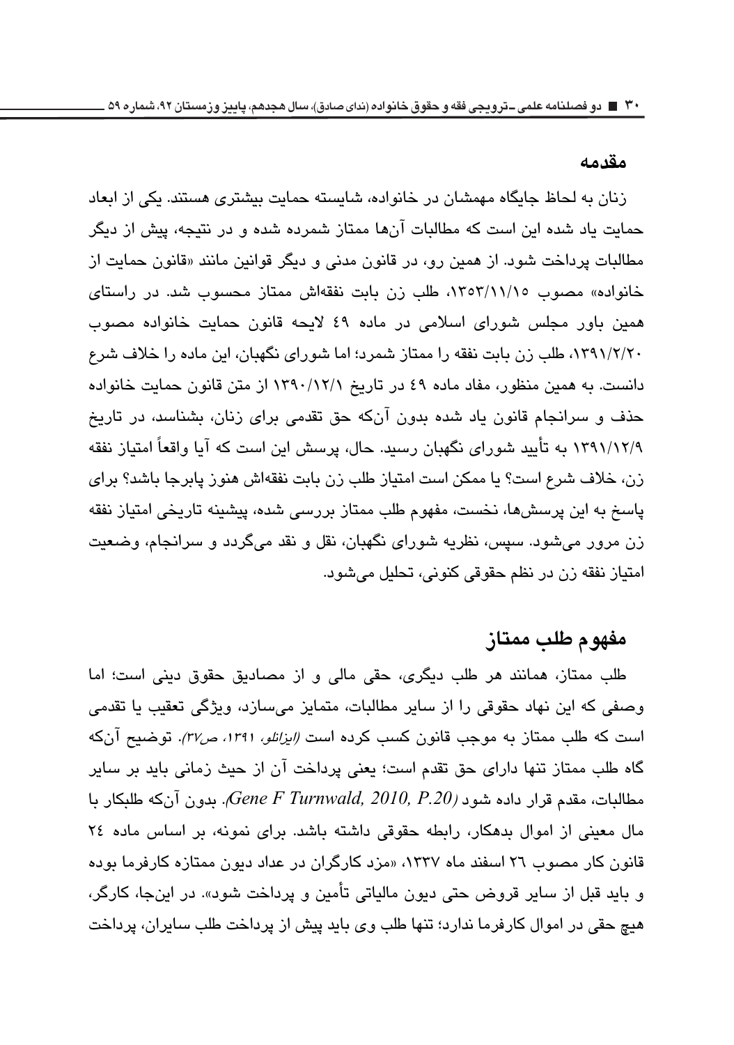## مقدمه

زنان به لحاظ جایگاه مهمشان در خانواده، شایسته حمایت بیشتری هستند. یکی از ابعاد حمایت یاد شده این است که مطالبات آن‌ها ممتاز شمرده شده و در نتیجه، پیش از دیگر مطالبات پرداخت شود. از همین رو، در قانون مدنی و دیگر قوانین مانند «قانون حمایت از خانواده» مصوب ۱۳۵۳/۱۱/۱۵، طلب زن بابت نفقه‌اش ممتاز محسوب شد. در راستای همین باور مجلس شورای اسلامی در ماده ٤٩ لایحه قانون حمایت خانواده مصوب ۱۳۹۱/۲/۲۰، طلب زن بابت نفقه را ممتاز شمرد؛ اما شورای نگهبان، این ماده را خلاف شرع دانست. به همین منظور، مفاد ماده ٤٩ در تاریخ ۱۳۹۰/۱۲/۱ از متن قانون حمایت خانواده حذف و سرانجام قانون یاد شده بدون آن‌که حق تقدمی برای زنان، بشناسد، در تاریخ ۱۳۹۱/۱۲/۹ به تأیید شورای نگهبان رسید. حال، پرسش این است که آیا واقعاً امتیاز نفقه زن، خلاف شرع است؟ یا ممکن است امتیاز طلب زن بابت نفقه‌اش هنوز پابرجا باشد؟ برای پاسخ به این پرسش‌ها، نخست، مفهوم طلب ممتاز بررسی شده، پیشینه تاریخی امتیاز نفقه زن مرور می‌شود. سپس، نظریه شورای نگهبان، نقل و نقد می‌گردد و سرانجام، وضعیت امتیاز نفقه زن در نظم حقوقی کنونی، تحلیل می‌شود.

## مفهوم طلب ممتاز

طلب ممتاز، همانند هر طلب دیگری، حقی مالی و از مصادیق حقوق دینی است؛ اما وصفی که این نهاد حقوقی را از سایر مطالبات، متمایز می‌سازد، ویژگی تعقیب یا تقدمی است که طلب ممتاز به موجب قانون کسب کرده است *(ایزانلو، ۱۳۹۱، ص۳۷)*. توضیح آن‌که گاه طلب ممتاز تنها دارای حق تقدم است؛ یعنی پرداخت آن از حیث زمانی باید بر سایر مطالبات، مقدم قرار داده شود *(Gene F Turnwald, 2010, P.20)*. بدون آن‌که طلبکار با مال معینی از اموال بدهکار، رابطه حقوقی داشته باشد. برای نمونه، بر اساس ماده ٢٤ قانون کار مصوب ٢٦ اسفند ماه ۱۳۳۷، «مزد کارگران در عداد دیون ممتازه کارفرما بوده و باید قبل از سایر قروض حتی دیون مالیاتی تأمین و پرداخت شود». در این‌جا، کارگر، هیچ حقی در اموال کارفرما ندارد؛ تنها طلب وی باید پیش از پرداخت طلب سایران، پرداخت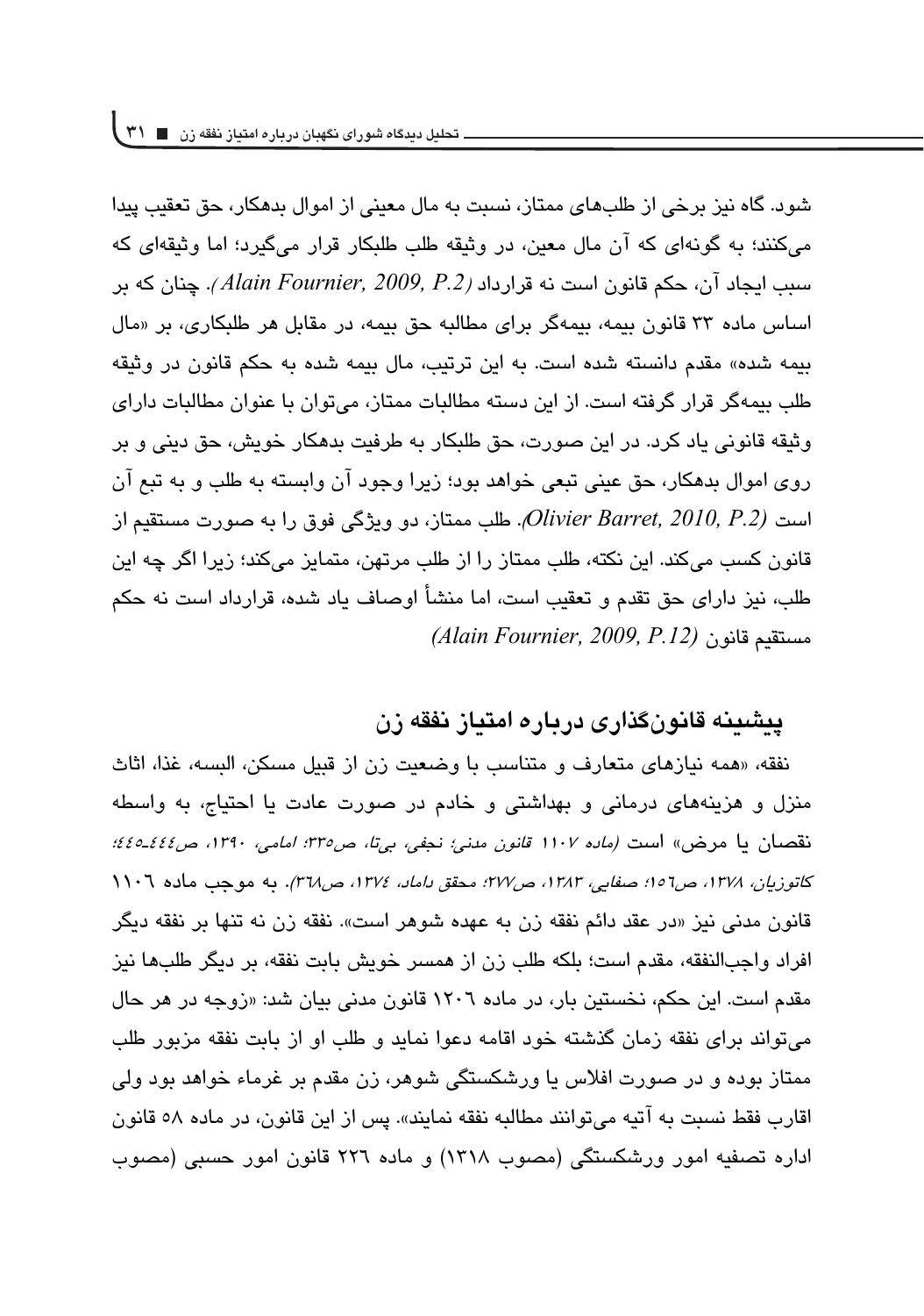شود. گاه نیز برخی از طلب‌های ممتاز، نسبت به مال معینی از اموال بدهکار، حق تعقیب پیدا می‌کنند؛ به گونه‌ای که آن مال معین، در وثیقه طلب طلبکار قرار می‌گیرد؛ اما وثیقه‌ای که سبب ایجاد آن، حکم قانون است نه قرارداد *(Alain Fournier, 2009, P.2)*. چنان که بر اساس ماده ۳۳ قانون بیمه، بیمه‌گر برای مطالبه حق بیمه، در مقابل هر طلبکاری، بر «مال بیمه شده» مقدم دانسته شده است. به این ترتیب، مال بیمه شده به حکم قانون در وثیقه طلب بیمه‌گر قرار گرفته است. از این دسته مطالبات ممتاز، می‌توان با عنوان مطالبات دارای وثیقه قانونی یاد کرد. در این صورت، حق طلبکار به طرفیت بدهکار خویش، حق دینی و بر روی اموال بدهکار، حق عینی تبعی خواهد بود؛ زیرا وجود آن وابسته به طلب و به تبع آن است *(Olivier Barret, 2010, P.2)*. طلب ممتاز، دو ویژگی فوق را به صورت مستقیم از قانون کسب می‌کند. این نکته، طلب ممتاز را از طلب مرتهن، متمایز می‌کند؛ زیرا اگر چه این طلب، نیز دارای حق تقدم و تعقیب است، اما منشأ اوصاف یاد شده، قرارداد است نه حکم مستقیم قانون *(Alain Fournier, 2009, P.12)*

## پیشینه قانون‌گذاری درباره امتیاز نفقه زن

نفقه، «همه نیازهای متعارف و متناسب با وضعیت زن از قبیل مسکن، البسه، غذا، اثاث منزل و هزینه‌های درمانی و بهداشتی و خادم در صورت عادت یا احتیاج، به واسطه نقصان یا مرض» است *(ماده ۱۱۰۷ قانون مدنی؛ نجفی، بی‌تا، ص۳۳۵؛ امامی، ۱۳۹۰، ص۴۴۴ـ۴۴۵؛ کاتوزیان، ۱۳۷۸، ص۱۵۶؛ صفایی، ۱۳۸۳، ص۲۷۷؛ محقق داماد، ۱۳۷۴، ص۳۶۸)*. به موجب ماده ۱۱۰۶ قانون مدنی نیز «در عقد دائم نفقه زن به عهده شوهر است». نفقه زن نه تنها بر نفقه دیگر افراد واجب‌النفقه، مقدم است؛ بلکه طلب زن از همسر خویش بابت نفقه، بر دیگر طلب‌ها نیز مقدم است. این حکم، نخستین بار، در ماده ۱۲۰۶ قانون مدنی بیان شد: «زوجه در هر حال می‌تواند برای نفقه زمان گذشته خود اقامه دعوا نماید و طلب او از بابت نفقه مزبور طلب ممتاز بوده و در صورت افلاس یا ورشکستگی شوهر، زن مقدم بر غرماء خواهد بود ولی اقارب فقط نسبت به آتیه می‌توانند مطالبه نفقه نمایند». پس از این قانون، در ماده ۵۸ قانون اداره تصفیه امور ورشکستگی (مصوب ۱۳۱۸) و ماده ۲۲۶ قانون امور حسبی (مصوب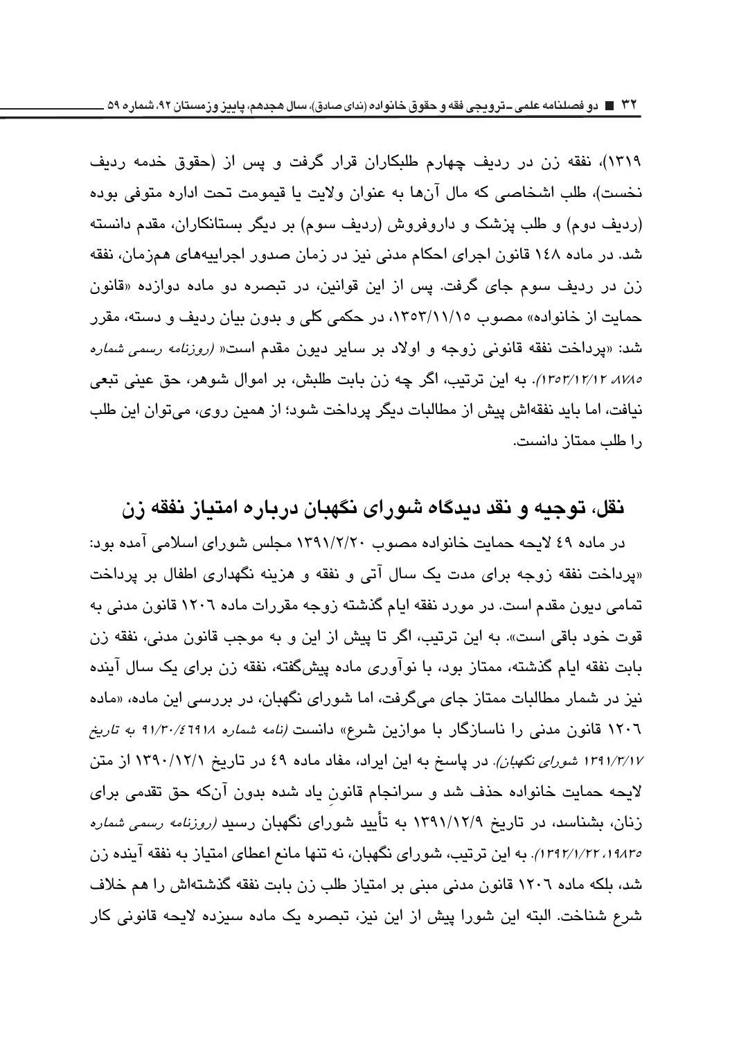۱۳۱۹)، نفقه زن در ردیف چهارم طلبکاران قرار گرفت و پس از (حقوق خدمه ردیف نخست)، طلب اشخاصی که مال آن‌ها به عنوان ولایت یا قیمومت تحت اداره متوفی بوده (ردیف دوم) و طلب پزشک و داروفروش (ردیف سوم) بر دیگر بستانکاران، مقدم دانسته شد. در ماده ۱۴۸ قانون اجرای احکام مدنی نیز در زمان صدور اجراییه‌های همزمان، نفقه زن در ردیف سوم جای گرفت. پس از این قوانین، در تبصره دو ماده دوازده «قانون حمایت از خانواده» مصوب ۱۳۵۳/۱۱/۱۵، در حکمی کلی و بدون بیان ردیف و دسته، مقرر شد: «پرداخت نفقه قانونی زوجه و اولاد بر سایر دیون مقدم است» *(روزنامه رسمی شماره ۸۷۸۵ ۱۳۵۳/۱۲/۱۲)*. به این ترتیب، اگر چه زن بابت طلبش، بر اموال شوهر، حق عینی تبعی نیافت، اما باید نفقه‌اش پیش از مطالبات دیگر پرداخت شود؛ از همین روی، می‌توان این طلب را طلب ممتاز دانست.

## نقل، توجیه و نقد دیدگاه شورای نگهبان درباره امتیاز نفقه زن

در ماده ۴۹ لایحه حمایت خانواده مصوب ۱۳۹۱/۲/۲۰ مجلس شورای اسلامی آمده بود: «پرداخت نفقه زوجه برای مدت یک سال آتی و نفقه و هزینه نگهداری اطفال بر پرداخت تمامی دیون مقدم است. در مورد نفقه ایام گذشته زوجه مقررات ماده ۱۲۰۶ قانون مدنی به قوت خود باقی است». به این ترتیب، اگر تا پیش از این و به موجب قانون مدنی، نفقه زن بابت نفقه ایام گذشته، ممتاز بود، با نوآوری ماده پیش‌گفته، نفقه زن برای یک سال آینده نیز در شمار مطالبات ممتاز جای می‌گرفت، اما شورای نگهبان، در بررسی این ماده، «ماده ۱۲۰۶ قانون مدنی را ناسازگار با موازین شرع» دانست *(نامه شماره ۹۱/۳۰/۴۶۹۱۸ به تاریخ ۱۳۹۱/۳/۱۷ شورای نگهبان)*. در پاسخ به این ایراد، مفاد ماده ۴۹ در تاریخ ۱۳۹۰/۱۲/۱ از متن لایحه حمایت خانواده حذف شد و سرانجام قانونِ یاد شده بدون آن‌که حق تقدمی برای زنان، بشناسد، در تاریخ ۱۳۹۱/۱۲/۹ به تأیید شورای نگهبان رسید *(روزنامه رسمی شماره ۱۹۸۳۵، ۱۳۹۲/۱/۲۲)*. به این ترتیب، شورای نگهبان، نه تنها مانع اعطای امتیاز به نفقه آینده زن شد، بلکه ماده ۱۲۰۶ قانون مدنی مبنی بر امتیاز طلب زن بابت نفقه گذشته‌اش را هم خلاف شرع شناخت. البته این شورا پیش از این نیز، تبصره یک ماده سیزده لایحه قانونی کار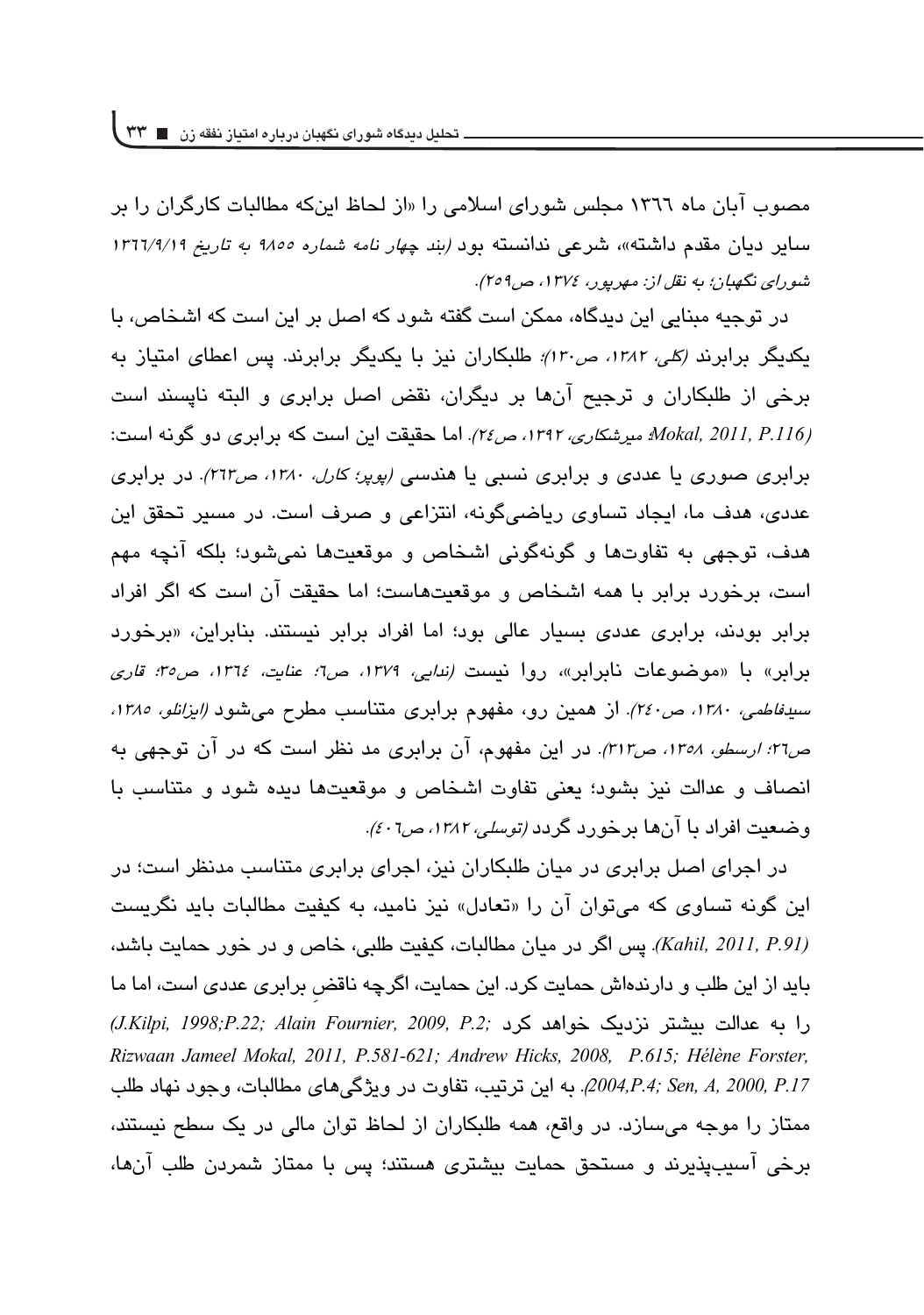مصوب آبان ماه ۱۳۶۶ مجلس شورای اسلامی را «از لحاظ این‌که مطالبات کارگران را بر سایر دیان مقدم داشته»، شرعی ندانسته بود *(بند چهار نامه شماره ۹۸۵۵ به تاریخ ۱۳۶۶/۹/۱۹ شورای نگهبان؛ به نقل از: مهرپور، ۱۳۷٤، ص۲۵۹).*

در توجیه مبنایی این دیدگاه، ممکن است گفته شود که اصل بر این است که اشخاص، با یکدیگر برابرند *(کلی، ۱۳۸۲، ص۱۳۰)*؛ طلبکاران نیز با یکدیگر برابرند. پس اعطای امتیاز به برخی از طلبکاران و ترجیح آن‌ها بر دیگران، نقض اصل برابری و البته ناپسند است *(Mokal, 2011, P.116؛ میرشکاری، ۱۳۹۲، ص۲٤)*. اما حقیقت این است که برابری دو گونه است: برابری صوری یا عددی و برابری نسبی یا هندسی *(پوپر؛ کارل، ۱۳۸۰، ص۲۶۳)*. در برابری عددی، هدف ما، ایجاد تساوی ریاضی‌گونه، انتزاعی و صرف است. در مسیر تحقق این هدف، توجهی به تفاوت‌ها و گونه‌گونی اشخاص و موقعیت‌ها نمی‌شود؛ بلکه آنچه مهم است، برخورد برابر با همه اشخاص و موقعیت‌هاست؛ اما حقیقت آن است که اگر افراد برابر بودند، برابری عددی بسیار عالی بود؛ اما افراد برابر نیستند. بنابراین، «برخورد برابر» با «موضوعات نابرابر»، روا نیست *(ندایی، ۱۳۷۹، ص۶؛ عنایت، ۱۳۶٤، ص۳۵؛ قاری سیدفاطمی، ۱۳۸۰، ص۲٤۰)*. از همین رو، مفهوم برابری متناسب مطرح می‌شود *(ایزانلو، ۱۳۸۵، ص۲۶؛ ارسطو، ۱۳۵۸، ص۳۱۳)*. در این مفهوم، آن برابری مد نظر است که در آن توجهی به انصاف و عدالت نیز بشود؛ یعنی تفاوت اشخاص و موقعیت‌ها دیده شود و متناسب با وضعیت افراد با آن‌ها برخورد گردد *(توسلی، ۱۳۸۲، ص٤۰۶)*.

در اجرای اصل برابری در میان طلبکاران نیز، اجرای برابری متناسب مدنظر است؛ در این گونه تساوی که می‌توان آن را «تعادل» نیز نامید، به کیفیت مطالبات باید نگریست *(Kahil, 2011, P.91)*. پس اگر در میان مطالبات، کیفیت طلبی، خاص و در خور حمایت باشد، باید از این طلب و دارنده‌اش حمایت کرد. این حمایت، اگرچه ناقضِ برابری عددی است، اما ما را به عدالت بیشتر نزدیک خواهد کرد *(J.Kilpi, 1998;P.22; Alain Fournier, 2009, P.2; Rizwaan Jameel Mokal, 2011, P.581-621; Andrew Hicks, 2008, P.615; Hélène Forster, 2004,P.4; Sen, A, 2000, P.17)*. به این ترتیب، تفاوت در ویژگی‌های مطالبات، وجود نهاد طلب ممتاز را موجه می‌سازد. در واقع، همه طلبکاران از لحاظ توان مالی در یک سطح نیستند، برخی آسیب‌پذیرند و مستحق حمایت بیشتری هستند؛ پس با ممتاز شمردن طلب آن‌ها،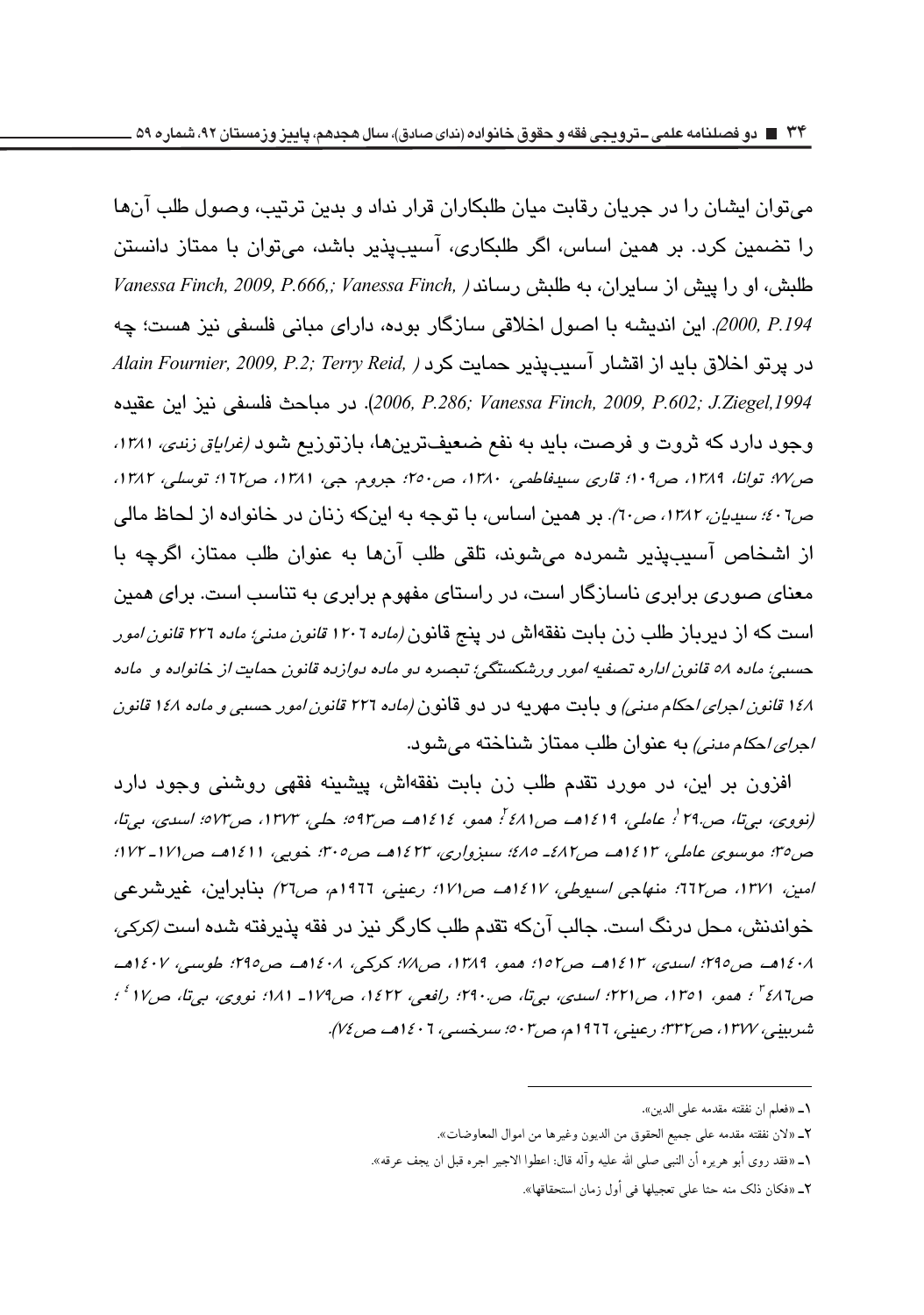می‌توان ایشان را در جریان رقابت میان طلبکاران قرار نداد و بدین ترتیب، وصول طلب آن‌ها را تضمین کرد. بر همین اساس، اگر طلبکاری، آسیب‌پذیر باشد، می‌توان با ممتاز دانستن طلبش، او را پیش از سایران، به طلبش رساند (Vanessa Finch, 2009, P.666,; Vanessa Finch, 2000, P.194). این اندیشه با اصول اخلاقی سازگار بوده، دارای مبانی فلسفی نیز هست؛ چه در پرتو اخلاق باید از اقشار آسیب‌پذیر حمایت کرد (Alain Fournier, 2009, P.2; Terry Reid, 2006, P.286; Vanessa Finch, 2009, P.602; J.Ziegel,1994). در مباحث فلسفی نیز این عقیده وجود دارد که ثروت و فرصت، باید به نفع ضعیف‌ترین‌ها، بازتوزیع شود *(غرایاق زندی، ۱۳۸۱، ص۷۷؛ توانا، ۱۳۸۹، ص۱۰۹؛ قاری سیدفاطمی، ۱۳۸۰، ص۲۵۰؛ جروم. جی، ۱۳۸۱، ص۱۶۲؛ توسلی، ۱۳۸۲، ص۴۰۶؛ سیدیان، ۱۳۸۲، ص۶۰)*. بر همین اساس، با توجه به اینکه زنان در خانواده از لحاظ مالی از اشخاص آسیب‌پذیر شمرده می‌شوند، تلقی طلب آن‌ها به عنوان طلب ممتاز، اگرچه با معنای صوری برابری ناسازگار است، در راستای مفهوم برابری به تناسب است. برای همین است که از دیرباز طلب زن بابت نفقه‌اش در پنج قانون *(ماده ۱۲۰۶ قانون مدنی؛ ماده ۲۲۶ قانون امور حسبی؛ ماده ۵۸ قانون اداره تصفیه امور ورشکستگی؛ تبصره دو ماده دوازده قانون حمایت از خانواده و ماده ۱۴۸ قانون اجرای احکام مدنی)* و بابت مهریه در دو قانون *(ماده ۲۲۶ قانون امور حسبی و ماده ۱۴۸ قانون اجرای احکام مدنی)* به عنوان طلب ممتاز شناخته می‌شود.

افزون بر این، در مورد تقدم طلب زن بابت نفقه‌اش، پیشینه فقهی روشنی وجود دارد *(نووی، بی‌تا، ص۲۹[1]؛ عاملی، ۱۴۱۹هـ، ص۴۸۱[2]؛ همو، ۱۴۱۴هـ، ص۵۹۳؛ حلی، ۱۳۷۳، ص۵۷۳؛ اسدی، بی‌تا، ص۳۵؛ موسوی عاملی، ۱۴۱۳هـ، ص۴۸۲ـ ۴۸۵؛ سبزواری، ۱۴۲۳هـ، ص۳۰۵؛ خویی، ۱۴۱۱هـ، ص۱۷۱ـ ۱۷۲؛ امین، ۱۳۷۱، ص۶۶۲؛ منهاجی اسیوطی، ۱۴۱۷هـ، ص۱۷۱؛ رعینی، ۱۹۶۶م، ص۲۶)* بنابراین، غیرشرعی خواندنش، محل درنگ است. جالب آن‌که تقدم طلب کارگر نیز در فقه پذیرفته شده است *(کرکی، ۱۴۰۸هـ، ص۲۹۵؛ اسدی، ۱۴۱۳هـ، ص۱۵۲؛ همو، ۱۳۸۹، ص۷۸؛ کرکی، ۱۴۰۸هـ، ص۲۹۵؛ طوسی، ۱۴۰۷هـ، ص۴۸۶[1]؛ همو، ۱۳۵۱، ص۲۲۱؛ اسدی، بی‌تا، ص۲۹۰؛ رافعی، ۱۴۲۲، ص۱۷۹ـ ۱۸۱؛ نووی، بی‌تا، ص۱۷[2]؛ شربینی، ۱۳۷۷، ص۳۳۲؛ رعینی، ۱۹۶۶م، ص۵۰۳؛ سرخسی، ۱۴۰۶هـ، ص۷۴)*.

---

۱ـ «فعلم ان نفقته مقدمه علی الدین».

۲ـ «لان نفقته مقدمه علی جمیع الحقوق من الدیون وغیرها من اموال المعاوضات».

۱ـ «فقد روی أبو هریره أن النبی صلی الله علیه وآله قال: اعطوا الاجیر اجره قبل ان یجف عرقه».

۲ـ «فکان ذلک منه حثا علی تعجیلها فی أول زمان استحقاقها».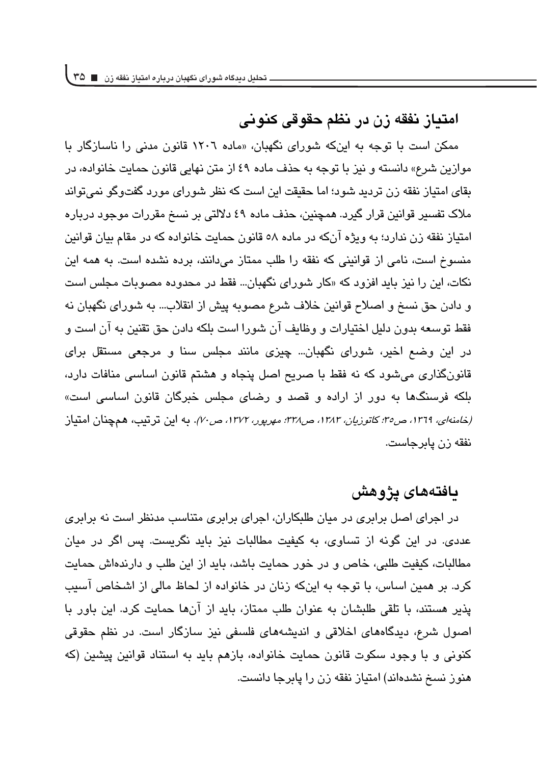## امتیاز نفقه زن در نظم حقوقی کنونی

ممکن است با توجه به اینکه شورای نگهبان، «ماده ۱۲۰۶ قانون مدنی را ناسازگار با موازین شرع» دانسته و نیز با توجه به حذف ماده ۴۹ از متن نهایی قانون حمایت خانواده، در بقای امتیاز نفقه زن تردید شود؛ اما حقیقت این است که نظر شورای مورد گفت‌وگو نمی‌تواند ملاک تفسیر قوانین قرار گیرد. همچنین، حذف ماده ۴۹ دلالتی بر نسخ مقررات موجود درباره امتیاز نفقه زن ندارد؛ به ویژه آن‌که در ماده ۵۸ قانون حمایت خانواده که در مقام بیان قوانین منسوخ است، نامی از قوانینی که نفقه را طلب ممتاز می‌دانند، برده نشده است. به همه این نکات، این را نیز باید افزود که «کار شورای نگهبان... فقط در محدوده مصوبات مجلس است و دادن حق نسخ و اصلاح قوانین خلاف شرع مصوبه پیش از انقلاب... به شورای نگهبان نه فقط توسعه بدون دلیل اختیارات و وظایف آن شورا است بلکه دادن حق تقنین به آن است و در این وضع اخیر، شورای نگهبان... چیزی مانند مجلس سنا و مرجعی مستقل برای قانون‌گذاری می‌شود که نه فقط با صریح اصل پنجاه و هشتم قانون اساسی منافات دارد، بلکه فرسنگ‌ها به دور از اراده و قصد و رضای مجلس خبرگان قانون اساسی است» *(خامنه‌ای، ۱۳۶۹، ص۳۵؛ کاتوزیان، ۱۳۸۳، ص۳۳۸؛ مهرپور، ۱۳۷۲، ص۷۰)*. به این ترتیب، همچنان امتیاز نفقه زن پابرجاست.

## یافته‌های پژوهش

در اجرای اصل برابری در میان طلبکاران، اجرای برابری متناسب مدنظر است نه برابری عددی. در این گونه از تساوی، به کیفیت مطالبات نیز باید نگریست. پس اگر در میان مطالبات، کیفیت طلبی، خاص و در خور حمایت باشد، باید از این طلب و دارنده‌اش حمایت کرد. بر همین اساس، با توجه به اینکه زنان در خانواده از لحاظ مالی از اشخاص آسیب پذیر هستند، با تلقی طلبشان به عنوان طلب ممتاز، باید از آن‌ها حمایت کرد. این باور با اصول شرع، دیدگاه‌های اخلاقی و اندیشه‌های فلسفی نیز سازگار است. در نظم حقوقی کنونی و با وجود سکوت قانون حمایت خانواده، بازهم باید به استناد قوانین پیشین (که هنوز نسخ نشده‌اند) امتیاز نفقه زن را پابرجا دانست.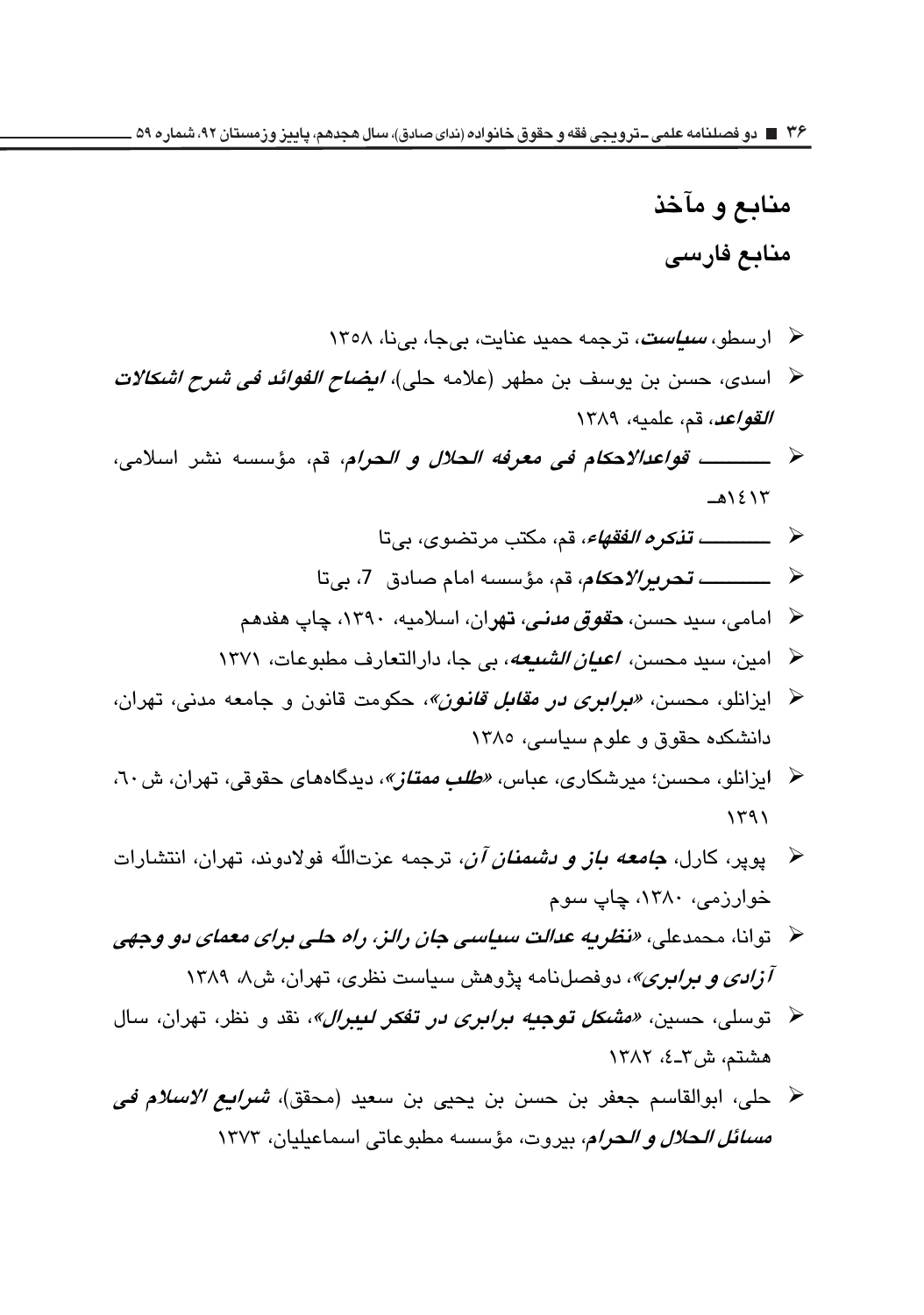## منابع و مآخذ

### منابع فارسی

- ارسطو، ***سیاست***، ترجمه حمید عنایت، بی‌جا، بی‌نا، ۱۳۵۸
- اسدی، حسن بن یوسف بن مطهر (علامه حلی)، ***ایضاح الفوائد فی شرح اشکالات القواعد***، قم، علمیه، ۱۳۸۹
- ـــــــــ ***قواعدالاحکام فی معرفه الحلال و الحرام***، قم، مؤسسه نشر اسلامی، ۱٤۱۳هـ
- ـــــــــ ***تذکره الفقهاء***، قم، مکتب مرتضوی، بی‌تا
- ـــــــــ ***تحریرالاحکام***، قم، مؤسسه امام صادق 7، بی‌تا
- امامی، سید حسن، ***حقوق مدنی***، تهران، اسلامیه، ۱۳۹۰، چاپ هفدهم
- امین، سید محسن، ***اعیان الشیعه***، بی جا، دارالتعارف مطبوعات، ۱۳۷۱
- ایزانلو، محسن، «***برابری در مقابل قانون***»، حکومت قانون و جامعه مدنی، تهران، دانشکده حقوق و علوم سیاسی، ۱۳۸۵
- ایزانلو، محسن؛ میرشکاری، عباس، «***طلب ممتاز***»، دیدگاه‌های حقوقی، تهران، ش٦۰، ۱۳۹۱
- پوپر، کارل، ***جامعه باز و دشمنان آن***، ترجمه عزت‌اللّه فولادوند، تهران، انتشارات خوارزمی، ۱۳۸۰، چاپ سوم
- توانا، محمدعلی، «***نظریه عدالت سیاسی جان رالز، راه حلی برای معمای دو وجهی آزادی و برابری***»، دوفصل‌نامه پژوهش سیاست نظری، تهران، ش۸، ۱۳۸۹
- توسلی، حسین، «***مشکل توجیه برابری در تفکر لیبرال***»، نقد و نظر، تهران، سال هشتم، ش۳ـ٤، ۱۳۸۲
- حلی، ابوالقاسم جعفر بن حسن بن یحیی بن سعید (محقق)، ***شرایع الاسلام فی مسائل الحلال و الحرام***، بیروت، مؤسسه مطبوعاتی اسماعیلیان، ۱۳۷۳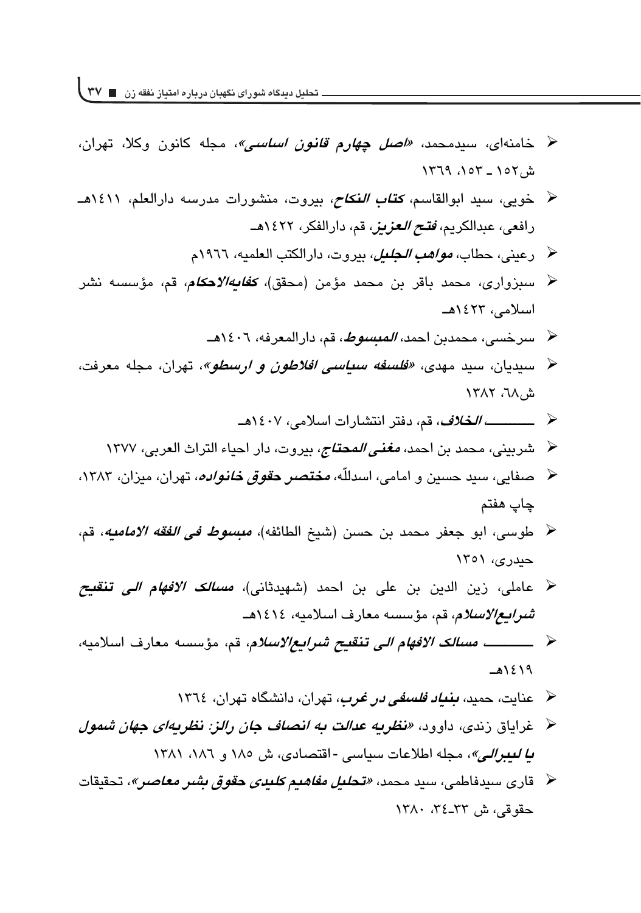- خامنه‌ای، سیدمحمد، «*اصل چهارم قانون اساسی*»، مجله کانون وکلا، تهران، ش۱۵۲ ـ ۱۵۳، ۱۳٦۹
- خویی، سید ابوالقاسم، *کتاب النکاح*، بیروت، منشورات مدرسه دارالعلم، ۱٤۱۱هـ
- رافعی، عبدالکریم، *فتح العزیز*، قم، دارالفکر، ۱٤۲۲هـ
- رعینی، حطاب، *مواهب الجلیل*، بیروت، دارالکتب العلمیه، ۱۹٦٦م
- سبزواری، محمد باقر بن محمد مؤمن (محقق)، *کفایه‌الاحکام*، قم، مؤسسه نشر اسلامی، ۱٤۲۳هـ
- سرخسی، محمدبن احمد، *المبسوط*، قم، دارالمعرفه، ۱٤۰٦هـ
- سیدیان، سید مهدی، «*فلسفه سیاسی افلاطون و ارسطو*»، تهران، مجله معرفت، ش٦۸، ۱۳۸۲
- ـــــــــ *الخلاف*، قم، دفتر انتشارات اسلامی، ۱٤۰۷هـ
- شربینی، محمد بن احمد، *مغنی المحتاج*، بیروت، دار احیاء التراث العربی، ۱۳۷۷
- صفایی، سید حسین و امامی، اسدالّله، *مختصر حقوق خانواده*، تهران، میزان، ۱۳۸۳، چاپ هفتم
- طوسی، ابو جعفر محمد بن حسن (شیخ الطائفه)، *مبسوط فی الفقه الامامیه*، قم، حیدری، ۱۳۵۱
- عاملی، زین الدین بن علی بن احمد (شهیدثانی)، *مسالک الافهام الی تنقیح شرایع‌الاسلام*، قم، مؤسسه معارف اسلامیه، ۱٤۱٤هـ
- ـــــــــ *مسالک الافهام الی تنقیح شرایع‌الاسلام*، قم، مؤسسه معارف اسلامیه، ۱٤۱۹هـ
- عنایت، حمید، *بنیاد فلسفی در غرب*، تهران، دانشگاه تهران، ۱۳٦٤
- غرایاق زندی، داوود، «*نظریه عدالت به انصاف جان رالز: نظریه‌ای جهان شمول یا لیبرالی*»، مجله اطلاعات سیاسی -اقتصادی، ش ۱۸۵ و ۱۸٦، ۱۳۸۱
- قاری سیدفاطمی، سید محمد، «*تحلیل مفاهیم کلیدی حقوق بشر معاصر*»، تحقیقات حقوقی، ش ۳۳ـ۳٤، ۱۳۸۰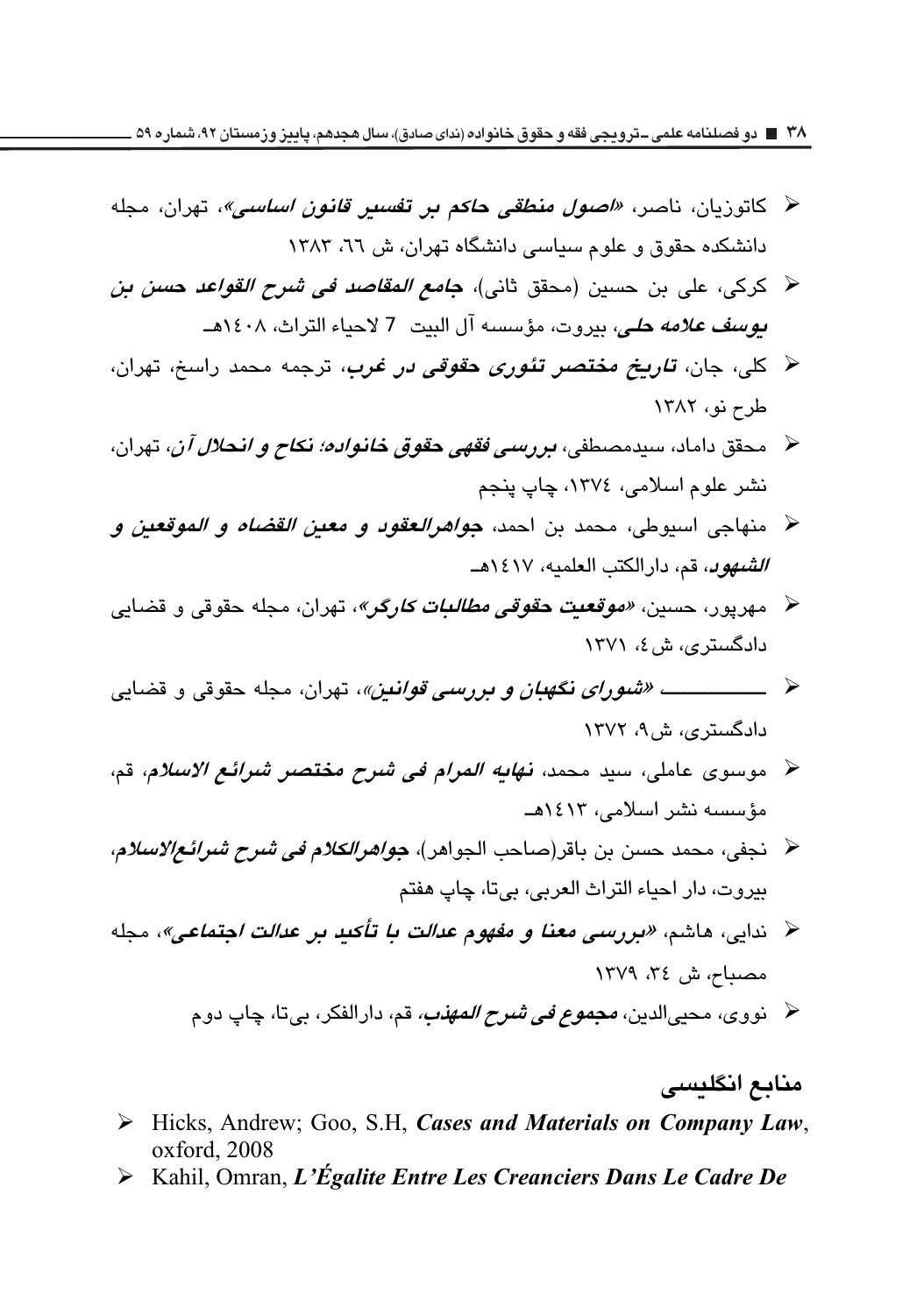- کاتوزیان، ناصر، «***اصول منطقی حاکم بر تفسیر قانون اساسی***»، تهران، مجله دانشکده حقوق و علوم سیاسی دانشگاه تهران، ش ٦٦، ١٣٨٣
- کرکی، علی بن حسین (محقق ثانی)، ***جامع المقاصد فی شرح القواعد حسن بن یوسف علامه حلی***، بیروت، مؤسسه آل البیت 7 لاحیاء التراث، ١٤٠٨هـ
- کلی، جان، ***تاریخ مختصر تئوری حقوقی در غرب***، ترجمه محمد راسخ، تهران، طرح نو، ١٣٨٢
- محقق داماد، سیدمصطفی، ***بررسی فقهی حقوق خانواده؛ نکاح و انحلال آن***، تهران، نشر علوم اسلامی، ١٣٧٤، چاپ پنجم
- منهاجی اسیوطی، محمد بن احمد، ***جواهرالعقود و معین القضاه و الموقعین و الشهود***، قم، دارالکتب العلمیه، ١٤١٧هـ
- مهرپور، حسین، «***موقعیت حقوقی مطالبات کارگر***»، تهران، مجله حقوقی و قضایی دادگستری، ش٤، ١٣٧١
- ـــــــــــــ «***شورای نگهبان و بررسی قوانین***»، تهران، مجله حقوقی و قضایی دادگستری، ش٩، ١٣٧٢
- موسوی عاملی، سید محمد، ***نهایه المرام فی شرح مختصر شرائع الاسلام***، قم، مؤسسه نشر اسلامی، ١٤١٣هـ
- نجفی، محمد حسن بن باقر(صاحب الجواهر)، ***جواهرالکلام فی شرح شرائع‌الاسلام***، بیروت، دار احیاء التراث العربی، بی‌تا، چاپ هفتم
- ندایی، هاشم، «***بررسی معنا و مفهوم عدالت با تأکید بر عدالت اجتماعی***»، مجله مصباح، ش ٣٤، ١٣٧٩
- نووی، محیی‌الدین، ***مجموع فی شرح المهذب***، قم، دارالفکر، بی‌تا، چاپ دوم

## منابع انگلیسی

- Hicks, Andrew; Goo, S.H, ***Cases and Materials on Company Law***, oxford, 2008
- Kahil, Omran, ***L'Égalite Entre Les Creanciers Dans Le Cadre De***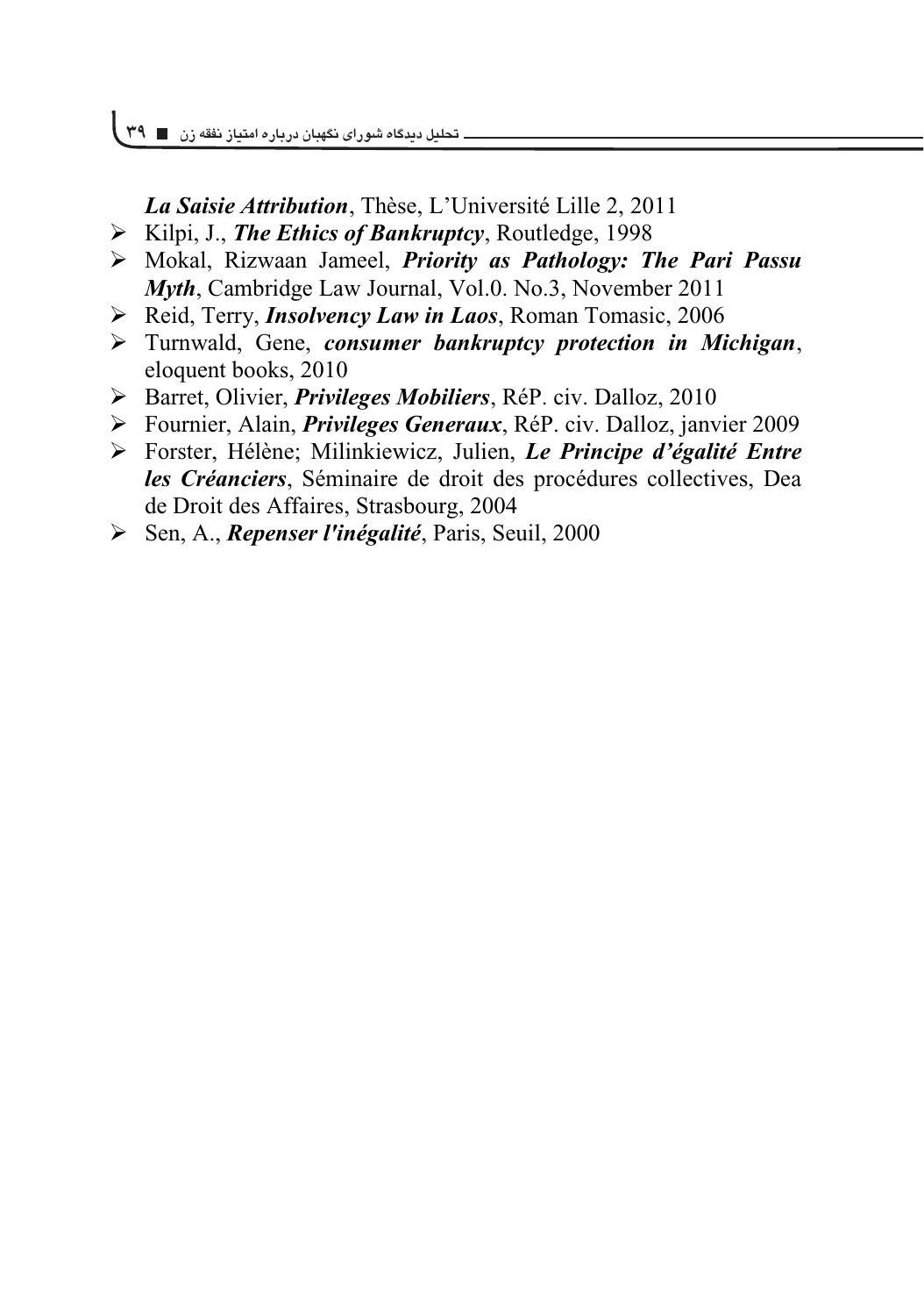*La Saisie Attribution*, Thèse, L'Université Lille 2, 2011

- Kilpi, J., ***The Ethics of Bankruptcy***, Routledge, 1998
- Mokal, Rizwaan Jameel, ***Priority as Pathology: The Pari Passu Myth***, Cambridge Law Journal, Vol.0. No.3, November 2011
- Reid, Terry, ***Insolvency Law in Laos***, Roman Tomasic, 2006
- Turnwald, Gene, ***consumer bankruptcy protection in Michigan***, eloquent books, 2010
- Barret, Olivier, ***Privileges Mobiliers***, RéP. civ. Dalloz, 2010
- Fournier, Alain, ***Privileges Generaux***, RéP. civ. Dalloz, janvier 2009
- Forster, Hélène; Milinkiewicz, Julien, ***Le Principe d'égalité Entre les Créanciers***, Séminaire de droit des procédures collectives, Dea de Droit des Affaires, Strasbourg, 2004
- Sen, A., ***Repenser l'inégalité***, Paris, Seuil, 2000